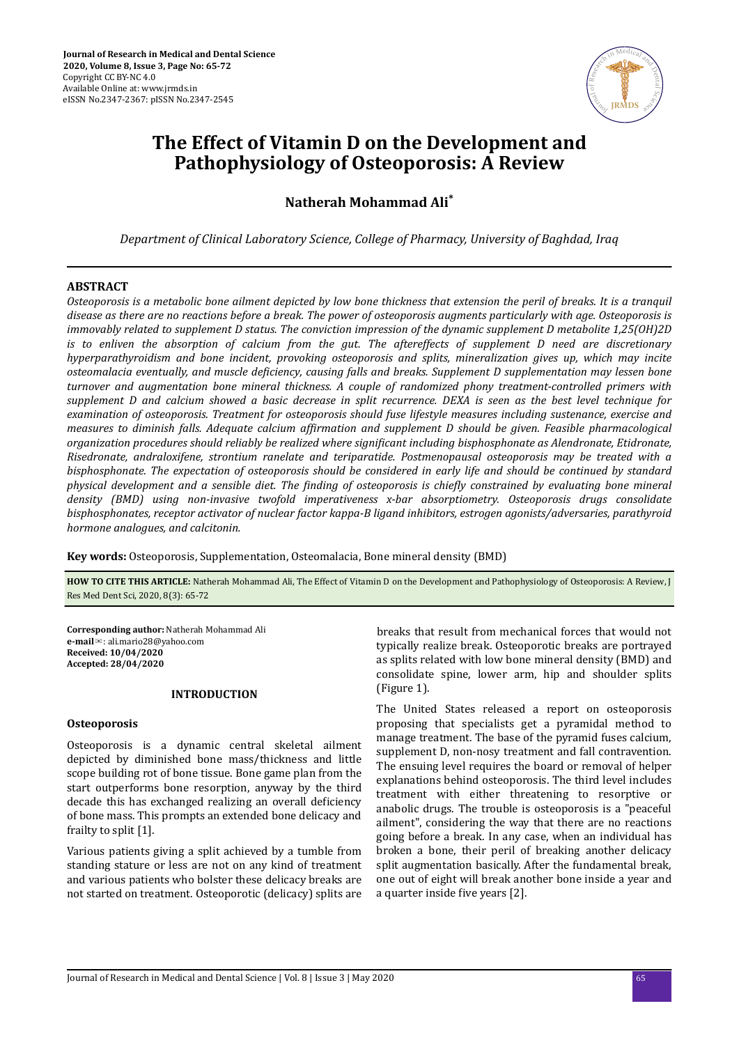# The Effect of Vitamin D on the Development and Pathophysiology of Osteoporosis: A Review

**Natherah Mohammad Ali***

*Department of Clinical Laboratory Science, College of Pharmacy, University of Baghdad, Iraq*

## ABSTRACT

*Osteoporosis is a metabolic bone ailment depicted by low bone thickness that extension the peril of breaks. It is a tranquil disease as there are no reactions before a break. The power of osteoporosis augments particularly with age. Osteoporosis is immovably related to supplement D status. The conviction impression of the dynamic supplement D metabolite 1,25(OH)2D is to enliven the absorption of calcium from the gut. The aftereffects of supplement D need are discretionary hyperparathyroidism and bone incident, provoking osteoporosis and splits, mineralization gives up, which may incite osteomalacia eventually, and muscle deficiency, causing falls and breaks. Supplement D supplementation may lessen bone turnover and augmentation bone mineral thickness. A couple of randomized phony treatment-controlled primers with supplement D and calcium showed a basic decrease in split recurrence. DEXA is seen as the best level technique for examination of osteoporosis. Treatment for osteoporosis should fuse lifestyle measures including sustenance, exercise and measures to diminish falls. Adequate calcium affirmation and supplement D should be given. Feasible pharmacological organization procedures should reliably be realized where significant including bisphosphonate as Alendronate, Etidronate, Risedronate, andraloxifene, strontium ranelate and teriparatide. Postmenopausal osteoporosis may be treated with a bisphosphonate. The expectation of osteoporosis should be considered in early life and should be continued by standard physical development and a sensible diet. The finding of osteoporosis is chiefly constrained by evaluating bone mineral density (BMD) using non-invasive twofold imperativeness x-bar absorptiometry. Osteoporosis drugs consolidate bisphosphonates, receptor activator of nuclear factor kappa-B ligand inhibitors, estrogen agonists/adversaries, parathyroid hormone analogues, and calcitonin.*

**Key words:** Osteoporosis, Supplementation, Osteomalacia, Bone mineral density (BMD)

**HOW TO CITE THIS ARTICLE:** Natherah Mohammad Ali, The Effect of Vitamin D on the Development and Pathophysiology of Osteoporosis: A Review, J Res Med Dent Sci, 2020, 8(3): 65-72

**Corresponding author:** Natherah Mohammad Ali
**e-mail**: ali.mario28@yahoo.com
**Received: 10/04/2020**
**Accepted: 28/04/2020**

## INTRODUCTION

### Osteoporosis

Osteoporosis is a dynamic central skeletal ailment depicted by diminished bone mass/thickness and little scope building rot of bone tissue. Bone game plan from the start outperforms bone resorption, anyway by the third decade this has exchanged realizing an overall deficiency of bone mass. This prompts an extended bone delicacy and frailty to split [1].

Various patients giving a split achieved by a tumble from standing stature or less are not on any kind of treatment and various patients who bolster these delicacy breaks are not started on treatment. Osteoporotic (delicacy) splits are breaks that result from mechanical forces that would not typically realize break. Osteoporotic breaks are portrayed as splits related with low bone mineral density (BMD) and consolidate spine, lower arm, hip and shoulder splits (Figure 1).

The United States released a report on osteoporosis proposing that specialists get a pyramidal method to manage treatment. The base of the pyramid fuses calcium, supplement D, non-nosy treatment and fall contravention. The ensuing level requires the board or removal of helper explanations behind osteoporosis. The third level includes treatment with either threatening to resorptive or anabolic drugs. The trouble is osteoporosis is a "peaceful ailment", considering the way that there are no reactions going before a break. In any case, when an individual has broken a bone, their peril of breaking another delicacy split augmentation basically. After the fundamental break, one out of eight will break another bone inside a year and a quarter inside five years [2].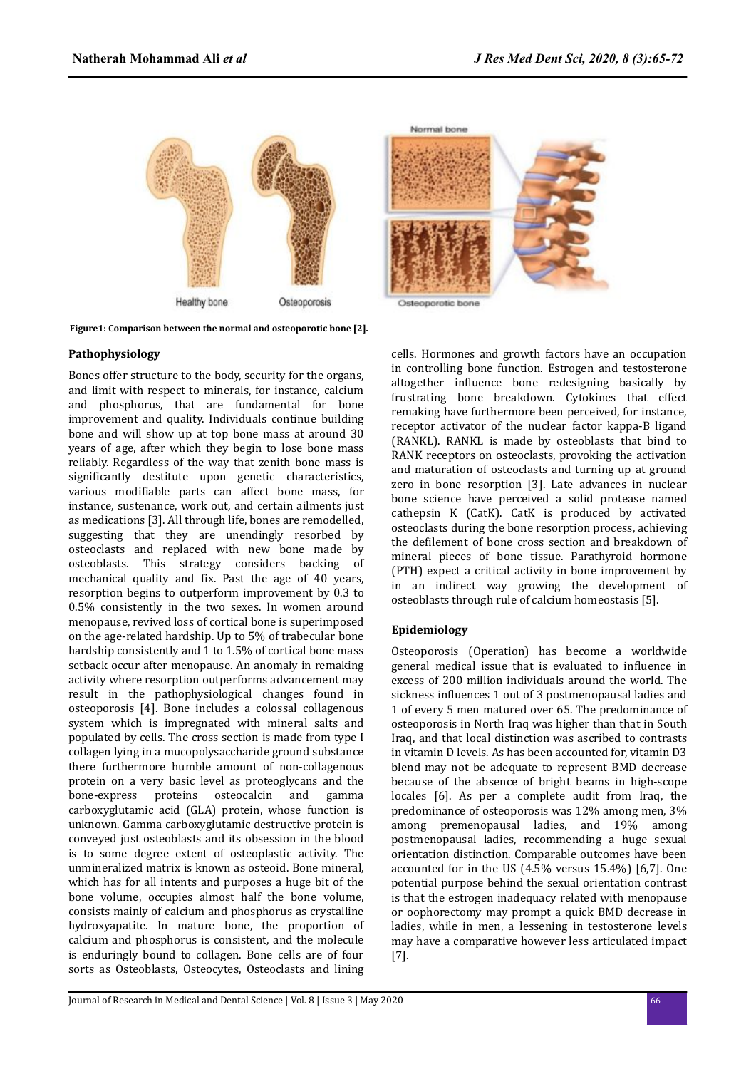Figure1: Comparison between the normal and osteoporotic bone [2].

### Pathophysiology

Bones offer structure to the body, security for the organs, and limit with respect to minerals, for instance, calcium and phosphorus, that are fundamental for bone improvement and quality. Individuals continue building bone and will show up at top bone mass at around 30 years of age, after which they begin to lose bone mass reliably. Regardless of the way that zenith bone mass is significantly destitute upon genetic characteristics, various modifiable parts can affect bone mass, for instance, sustenance, work out, and certain ailments just as medications [3]. All through life, bones are remodelled, suggesting that they are unendingly resorbed by osteoclasts and replaced with new bone made by osteoblasts. This strategy considers backing of mechanical quality and fix. Past the age of 40 years, resorption begins to outperform improvement by 0.3 to 0.5% consistently in the two sexes. In women around menopause, revived loss of cortical bone is superimposed on the age-related hardship. Up to 5% of trabecular bone hardship consistently and 1 to 1.5% of cortical bone mass setback occur after menopause. An anomaly in remaking activity where resorption outperforms advancement may result in the pathophysiological changes found in osteoporosis [4]. Bone includes a colossal collagenous system which is impregnated with mineral salts and populated by cells. The cross section is made from type I collagen lying in a mucopolysaccharide ground substance there furthermore humble amount of non-collagenous protein on a very basic level as proteoglycans and the bone-express proteins osteocalcin and gamma carboxyglutamic acid (GLA) protein, whose function is unknown. Gamma carboxyglutamic destructive protein is conveyed just osteoblasts and its obsession in the blood is to some degree extent of osteoplastic activity. The unmineralized matrix is known as osteoid. Bone mineral, which has for all intents and purposes a huge bit of the bone volume, occupies almost half the bone volume, consists mainly of calcium and phosphorus as crystalline hydroxyapatite. In mature bone, the proportion of calcium and phosphorus is consistent, and the molecule is enduringly bound to collagen. Bone cells are of four sorts as Osteoblasts, Osteocytes, Osteoclasts and lining cells. Hormones and growth factors have an occupation in controlling bone function. Estrogen and testosterone altogether influence bone redesigning basically by frustrating bone breakdown. Cytokines that effect remaking have furthermore been perceived, for instance, receptor activator of the nuclear factor kappa-B ligand (RANKL). RANKL is made by osteoblasts that bind to RANK receptors on osteoclasts, provoking the activation and maturation of osteoclasts and turning up at ground zero in bone resorption [3]. Late advances in nuclear bone science have perceived a solid protease named cathepsin K (CatK). CatK is produced by activated osteoclasts during the bone resorption process, achieving the defilement of bone cross section and breakdown of mineral pieces of bone tissue. Parathyroid hormone (PTH) expect a critical activity in bone improvement by in an indirect way growing the development of osteoblasts through rule of calcium homeostasis [5].

### Epidemiology

Osteoporosis (Operation) has become a worldwide general medical issue that is evaluated to influence in excess of 200 million individuals around the world. The sickness influences 1 out of 3 postmenopausal ladies and 1 of every 5 men matured over 65. The predominance of osteoporosis in North Iraq was higher than that in South Iraq, and that local distinction was ascribed to contrasts in vitamin D levels. As has been accounted for, vitamin D3 blend may not be adequate to represent BMD decrease because of the absence of bright beams in high-scope locales [6]. As per a complete audit from Iraq, the predominance of osteoporosis was 12% among men, 3% among premenopausal ladies, and 19% among postmenopausal ladies, recommending a huge sexual orientation distinction. Comparable outcomes have been accounted for in the US (4.5% versus 15.4%) [6,7]. One potential purpose behind the sexual orientation contrast is that the estrogen inadequacy related with menopause or oophorectomy may prompt a quick BMD decrease in ladies, while in men, a lessening in testosterone levels may have a comparative however less articulated impact [7].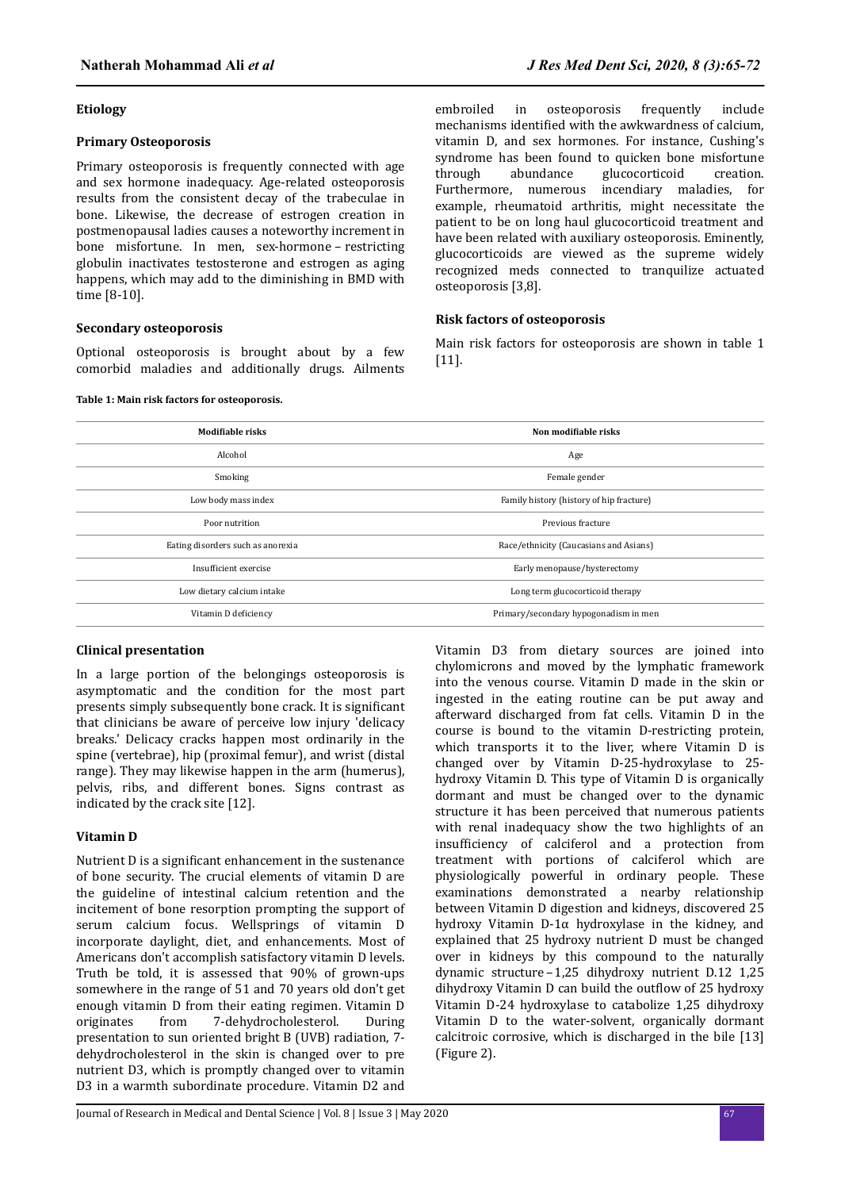### Etiology

#### Primary Osteoporosis

Primary osteoporosis is frequently connected with age and sex hormone inadequacy. Age-related osteoporosis results from the consistent decay of the trabeculae in bone. Likewise, the decrease of estrogen creation in postmenopausal ladies causes a noteworthy increment in bone misfortune. In men, sex-hormone – restricting globulin inactivates testosterone and estrogen as aging happens, which may add to the diminishing in BMD with time [8-10].

#### Secondary osteoporosis

Optional osteoporosis is brought about by a few comorbid maladies and additionally drugs. Ailments embroiled in osteoporosis frequently include mechanisms identified with the awkwardness of calcium, vitamin D, and sex hormones. For instance, Cushing's syndrome has been found to quicken bone misfortune through abundance glucocorticoid creation. Furthermore, numerous incendiary maladies, for example, rheumatoid arthritis, might necessitate the patient to be on long haul glucocorticoid treatment and have been related with auxiliary osteoporosis. Eminently, glucocorticoids are viewed as the supreme widely recognized meds connected to tranquilize actuated osteoporosis [3,8].

#### Risk factors of osteoporosis

Main risk factors for osteoporosis are shown in table 1 [11].

**Table 1: Main risk factors for osteoporosis.**

| Modifiable risks | Non modifiable risks |
|---|---|
| Alcohol | Age |
| Smoking | Female gender |
| Low body mass index | Family history (history of hip fracture) |
| Poor nutrition | Previous fracture |
| Eating disorders such as anorexia | Race/ethnicity (Caucasians and Asians) |
| Insufficient exercise | Early menopause/hysterectomy |
| Low dietary calcium intake | Long term glucocorticoid therapy |
| Vitamin D deficiency | Primary/secondary hypogonadism in men |

### Clinical presentation

In a large portion of the belongings osteoporosis is asymptomatic and the condition for the most part presents simply subsequently bone crack. It is significant that clinicians be aware of perceive low injury 'delicacy breaks.' Delicacy cracks happen most ordinarily in the spine (vertebrae), hip (proximal femur), and wrist (distal range). They may likewise happen in the arm (humerus), pelvis, ribs, and different bones. Signs contrast as indicated by the crack site [12].

### Vitamin D

Nutrient D is a significant enhancement in the sustenance of bone security. The crucial elements of vitamin D are the guideline of intestinal calcium retention and the incitement of bone resorption prompting the support of serum calcium focus. Wellsprings of vitamin D incorporate daylight, diet, and enhancements. Most of Americans don't accomplish satisfactory vitamin D levels. Truth be told, it is assessed that 90% of grown-ups somewhere in the range of 51 and 70 years old don't get enough vitamin D from their eating regimen. Vitamin D originates from 7-dehydrocholesterol. During presentation to sun oriented bright B (UVB) radiation, 7-dehydrocholesterol in the skin is changed over to pre nutrient D3, which is promptly changed over to vitamin D3 in a warmth subordinate procedure. Vitamin D2 and Vitamin D3 from dietary sources are joined into chylomicrons and moved by the lymphatic framework into the venous course. Vitamin D made in the skin or ingested in the eating routine can be put away and afterward discharged from fat cells. Vitamin D in the course is bound to the vitamin D-restricting protein, which transports it to the liver, where Vitamin D is changed over by Vitamin D-25-hydroxylase to 25-hydroxy Vitamin D. This type of Vitamin D is organically dormant and must be changed over to the dynamic structure it has been perceived that numerous patients with renal inadequacy show the two highlights of an insufficiency of calciferol and a protection from treatment with portions of calciferol which are physiologically powerful in ordinary people. These examinations demonstrated a nearby relationship between Vitamin D digestion and kidneys, discovered 25 hydroxy Vitamin D-1α hydroxylase in the kidney, and explained that 25 hydroxy nutrient D must be changed over in kidneys by this compound to the naturally dynamic structure – 1,25 dihydroxy nutrient D.12 1,25 dihydroxy Vitamin D can build the outflow of 25 hydroxy Vitamin D-24 hydroxylase to catabolize 1,25 dihydroxy Vitamin D to the water-solvent, organically dormant calcitroic corrosive, which is discharged in the bile [13] (Figure 2).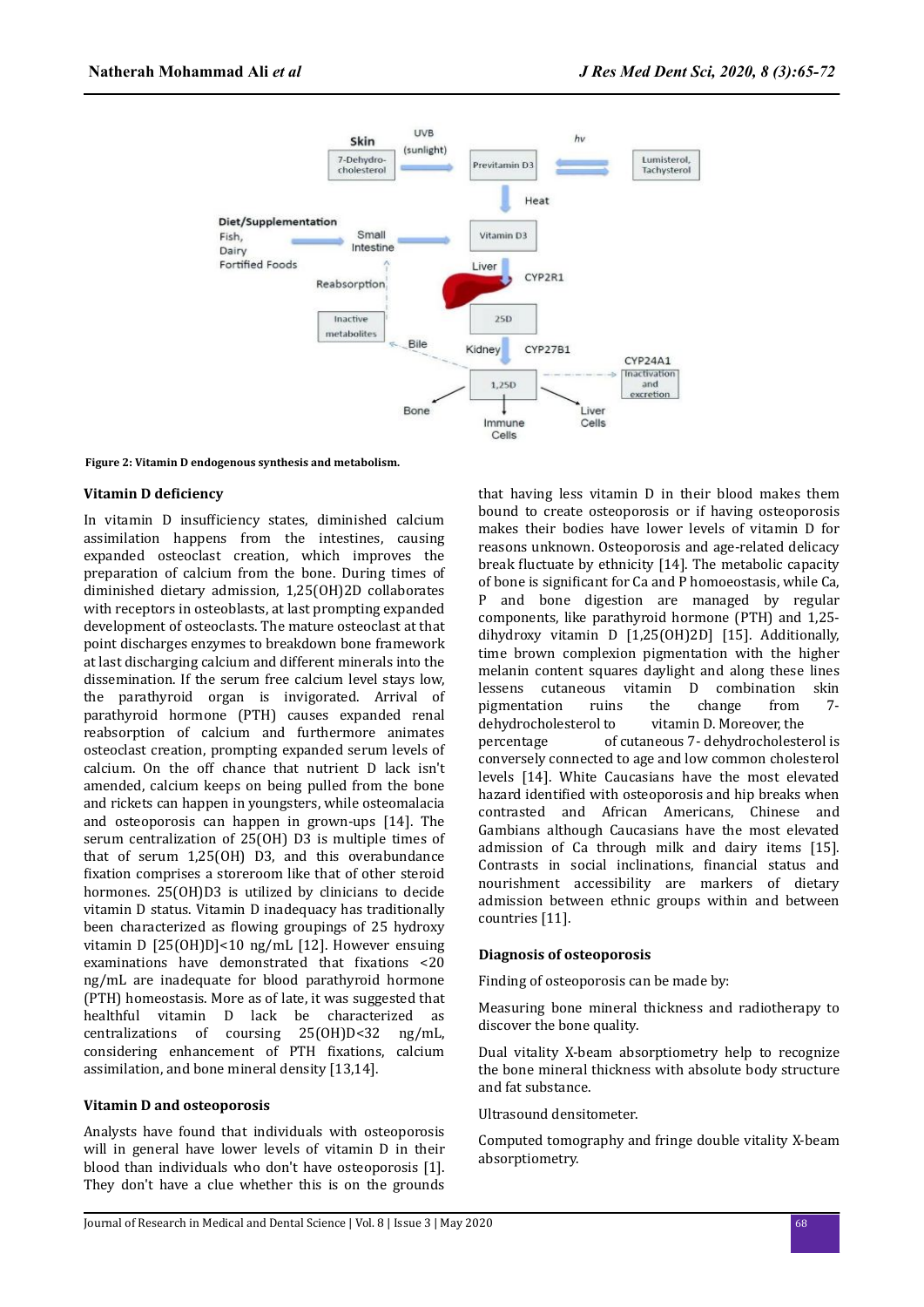Figure 2: Vitamin D endogenous synthesis and metabolism.

### Vitamin D deficiency

In vitamin D insufficiency states, diminished calcium assimilation happens from the intestines, causing expanded osteoclast creation, which improves the preparation of calcium from the bone. During times of diminished dietary admission, 1,25(OH)2D collaborates with receptors in osteoblasts, at last prompting expanded development of osteoclasts. The mature osteoclast at that point discharges enzymes to breakdown bone framework at last discharging calcium and different minerals into the dissemination. If the serum free calcium level stays low, the parathyroid organ is invigorated. Arrival of parathyroid hormone (PTH) causes expanded renal reabsorption of calcium and furthermore animates osteoclast creation, prompting expanded serum levels of calcium. On the off chance that nutrient D lack isn't amended, calcium keeps on being pulled from the bone and rickets can happen in youngsters, while osteomalacia and osteoporosis can happen in grown-ups [14]. The serum centralization of 25(OH) D3 is multiple times of that of serum 1,25(OH) D3, and this overabundance fixation comprises a storeroom like that of other steroid hormones. 25(OH)D3 is utilized by clinicians to decide vitamin D status. Vitamin D inadequacy has traditionally been characterized as flowing groupings of 25 hydroxy vitamin D [25(OH)D]<10 ng/mL [12]. However ensuing examinations have demonstrated that fixations <20 ng/mL are inadequate for blood parathyroid hormone (PTH) homeostasis. More as of late, it was suggested that healthful vitamin D lack be characterized as centralizations of coursing 25(OH)D<32 ng/mL, considering enhancement of PTH fixations, calcium assimilation, and bone mineral density [13,14].

### Vitamin D and osteoporosis

Analysts have found that individuals with osteoporosis will in general have lower levels of vitamin D in their blood than individuals who don't have osteoporosis [1]. They don't have a clue whether this is on the grounds that having less vitamin D in their blood makes them bound to create osteoporosis or if having osteoporosis makes their bodies have lower levels of vitamin D for reasons unknown. Osteoporosis and age-related delicacy break fluctuate by ethnicity [14]. The metabolic capacity of bone is significant for Ca and P homoeostasis, while Ca, P and bone digestion are managed by regular components, like parathyroid hormone (PTH) and 1,25-dihydroxy vitamin D [1,25(OH)2D] [15]. Additionally, time brown complexion pigmentation with the higher melanin content squares daylight and along these lines lessens cutaneous vitamin D combination skin pigmentation ruins the change from 7-dehydrocholesterol to vitamin D. Moreover, the percentage of cutaneous 7- dehydrocholesterol is conversely connected to age and low common cholesterol levels [14]. White Caucasians have the most elevated hazard identified with osteoporosis and hip breaks when contrasted and African Americans, Chinese and Gambians although Caucasians have the most elevated admission of Ca through milk and dairy items [15]. Contrasts in social inclinations, financial status and nourishment accessibility are markers of dietary admission between ethnic groups within and between countries [11].

### Diagnosis of osteoporosis

Finding of osteoporosis can be made by:

Measuring bone mineral thickness and radiotherapy to discover the bone quality.

Dual vitality X-beam absorptiometry help to recognize the bone mineral thickness with absolute body structure and fat substance.

Ultrasound densitometer.

Computed tomography and fringe double vitality X-beam absorptiometry.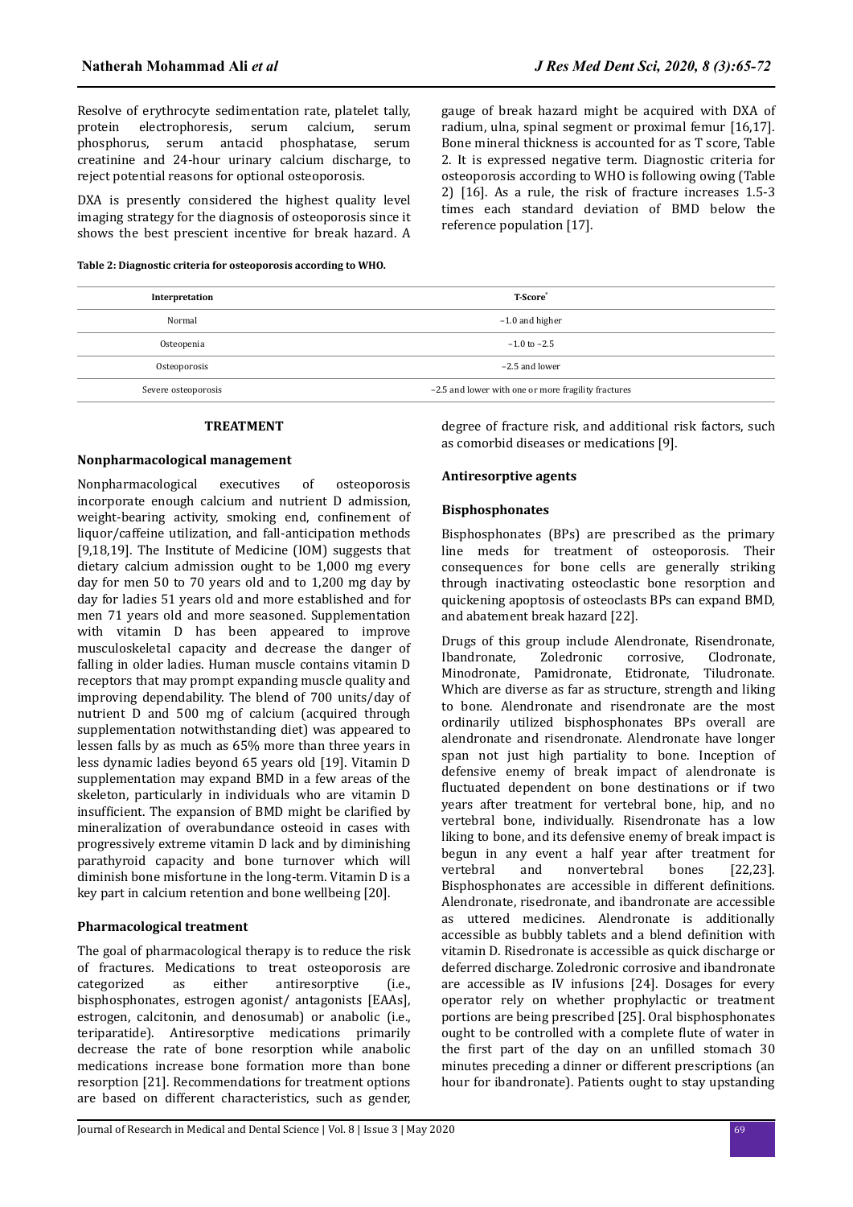Resolve of erythrocyte sedimentation rate, platelet tally, protein electrophoresis, serum calcium, serum phosphorus, serum antacid phosphatase, serum creatinine and 24-hour urinary calcium discharge, to reject potential reasons for optional osteoporosis.

DXA is presently considered the highest quality level imaging strategy for the diagnosis of osteoporosis since it shows the best prescient incentive for break hazard. A gauge of break hazard might be acquired with DXA of radium, ulna, spinal segment or proximal femur [16,17]. Bone mineral thickness is accounted for as T score, Table 2. It is expressed negative term. Diagnostic criteria for osteoporosis according to WHO is following owing (Table 2) [16]. As a rule, the risk of fracture increases 1.5-3 times each standard deviation of BMD below the reference population [17].

**Table 2: Diagnostic criteria for osteoporosis according to WHO.**

| Interpretation | T-Score* |
|---|---|
| Normal | −1.0 and higher |
| Osteopenia | −1.0 to −2.5 |
| Osteoporosis | −2.5 and lower |
| Severe osteoporosis | −2.5 and lower with one or more fragility fractures |

## TREATMENT

### Nonpharmacological management

Nonpharmacological executives of osteoporosis incorporate enough calcium and nutrient D admission, weight-bearing activity, smoking end, confinement of liquor/caffeine utilization, and fall-anticipation methods [9,18,19]. The Institute of Medicine (IOM) suggests that dietary calcium admission ought to be 1,000 mg every day for men 50 to 70 years old and to 1,200 mg day by day for ladies 51 years old and more established and for men 71 years old and more seasoned. Supplementation with vitamin D has been appeared to improve musculoskeletal capacity and decrease the danger of falling in older ladies. Human muscle contains vitamin D receptors that may prompt expanding muscle quality and improving dependability. The blend of 700 units/day of nutrient D and 500 mg of calcium (acquired through supplementation notwithstanding diet) was appeared to lessen falls by as much as 65% more than three years in less dynamic ladies beyond 65 years old [19]. Vitamin D supplementation may expand BMD in a few areas of the skeleton, particularly in individuals who are vitamin D insufficient. The expansion of BMD might be clarified by mineralization of overabundance osteoid in cases with progressively extreme vitamin D lack and by diminishing parathyroid capacity and bone turnover which will diminish bone misfortune in the long-term. Vitamin D is a key part in calcium retention and bone wellbeing [20].

### Pharmacological treatment

The goal of pharmacological therapy is to reduce the risk of fractures. Medications to treat osteoporosis are categorized as either antiresorptive (i.e., bisphosphonates, estrogen agonist/ antagonists [EAAs], estrogen, calcitonin, and denosumab) or anabolic (i.e., teriparatide). Antiresorptive medications primarily decrease the rate of bone resorption while anabolic medications increase bone formation more than bone resorption [21]. Recommendations for treatment options are based on different characteristics, such as gender, degree of fracture risk, and additional risk factors, such as comorbid diseases or medications [9].

### Antiresorptive agents

### Bisphosphonates

Bisphosphonates (BPs) are prescribed as the primary line meds for treatment of osteoporosis. Their consequences for bone cells are generally striking through inactivating osteoclastic bone resorption and quickening apoptosis of osteoclasts BPs can expand BMD, and abatement break hazard [22].

Drugs of this group include Alendronate, Risendronate, Ibandronate, Zoledronic corrosive, Clodronate, Minodronate, Pamidronate, Etidronate, Tiludronate. Which are diverse as far as structure, strength and liking to bone. Alendronate and risendronate are the most ordinarily utilized bisphosphonates BPs overall are alendronate and risendronate. Alendronate have longer span not just high partiality to bone. Inception of defensive enemy of break impact of alendronate is fluctuated dependent on bone destinations or if two years after treatment for vertebral bone, hip, and no vertebral bone, individually. Risendronate has a low liking to bone, and its defensive enemy of break impact is begun in any event a half year after treatment for vertebral and nonvertebral bones [22,23]. Bisphosphonates are accessible in different definitions. Alendronate, risedronate, and ibandronate are accessible as uttered medicines. Alendronate is additionally accessible as bubbly tablets and a blend definition with vitamin D. Risedronate is accessible as quick discharge or deferred discharge. Zoledronic corrosive and ibandronate are accessible as IV infusions [24]. Dosages for every operator rely on whether prophylactic or treatment portions are being prescribed [25]. Oral bisphosphonates ought to be controlled with a complete flute of water in the first part of the day on an unfilled stomach 30 minutes preceding a dinner or different prescriptions (an hour for ibandronate). Patients ought to stay upstanding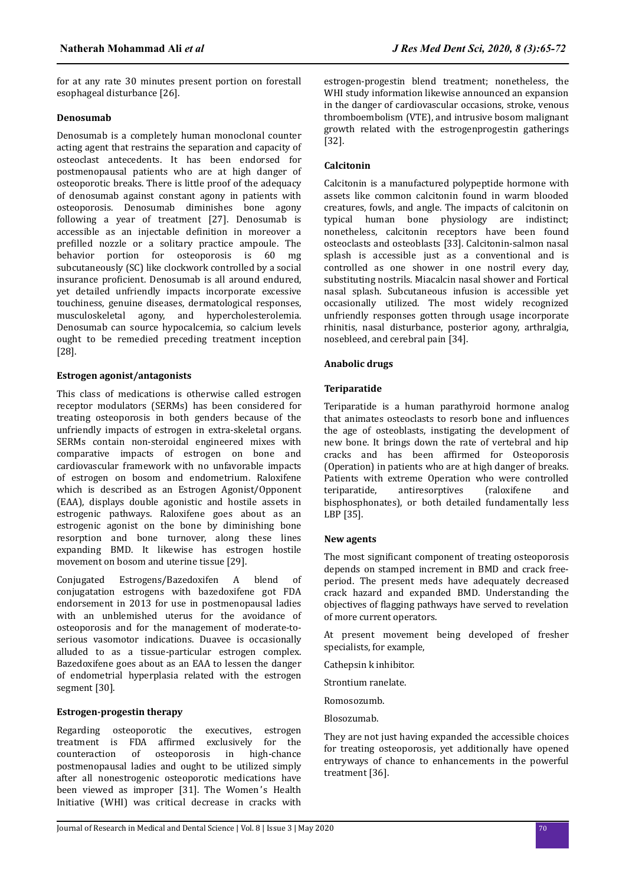for at any rate 30 minutes present portion on forestall esophageal disturbance [26].

### Denosumab

Denosumab is a completely human monoclonal counter acting agent that restrains the separation and capacity of osteoclast antecedents. It has been endorsed for postmenopausal patients who are at high danger of osteoporotic breaks. There is little proof of the adequacy of denosumab against constant agony in patients with osteoporosis. Denosumab diminishes bone agony following a year of treatment [27]. Denosumab is accessible as an injectable definition in moreover a prefilled nozzle or a solitary practice ampoule. The behavior portion for osteoporosis is 60 mg subcutaneously (SC) like clockwork controlled by a social insurance proficient. Denosumab is all around endured, yet detailed unfriendly impacts incorporate excessive touchiness, genuine diseases, dermatological responses, musculoskeletal agony, and hypercholesterolemia. Denosumab can source hypocalcemia, so calcium levels ought to be remedied preceding treatment inception [28].

### Estrogen agonist/antagonists

This class of medications is otherwise called estrogen receptor modulators (SERMs) has been considered for treating osteoporosis in both genders because of the unfriendly impacts of estrogen in extra-skeletal organs. SERMs contain non-steroidal engineered mixes with comparative impacts of estrogen on bone and cardiovascular framework with no unfavorable impacts of estrogen on bosom and endometrium. Raloxifene which is described as an Estrogen Agonist/Opponent (EAA), displays double agonistic and hostile assets in estrogenic pathways. Raloxifene goes about as an estrogenic agonist on the bone by diminishing bone resorption and bone turnover, along these lines expanding BMD. It likewise has estrogen hostile movement on bosom and uterine tissue [29].

Conjugated Estrogens/Bazedoxifen A blend of conjugatation estrogens with bazedoxifene got FDA endorsement in 2013 for use in postmenopausal ladies with an unblemished uterus for the avoidance of osteoporosis and for the management of moderate-to-serious vasomotor indications. Duavee is occasionally alluded to as a tissue-particular estrogen complex. Bazedoxifene goes about as an EAA to lessen the danger of endometrial hyperplasia related with the estrogen segment [30].

### Estrogen-progestin therapy

Regarding osteoporotic the executives, estrogen treatment is FDA affirmed exclusively for the counteraction of osteoporosis in high-chance postmenopausal ladies and ought to be utilized simply after all nonestrogenic osteoporotic medications have been viewed as improper [31]. The Women's Health Initiative (WHI) was critical decrease in cracks with estrogen-progestin blend treatment; nonetheless, the WHI study information likewise announced an expansion in the danger of cardiovascular occasions, stroke, venous thromboembolism (VTE), and intrusive bosom malignant growth related with the estrogenprogestin gatherings [32].

### Calcitonin

Calcitonin is a manufactured polypeptide hormone with assets like common calcitonin found in warm blooded creatures, fowls, and angle. The impacts of calcitonin on typical human bone physiology are indistinct; nonetheless, calcitonin receptors have been found osteoclasts and osteoblasts [33]. Calcitonin-salmon nasal splash is accessible just as a conventional and is controlled as one shower in one nostril every day, substituting nostrils. Miacalcin nasal shower and Fortical nasal splash. Subcutaneous infusion is accessible yet occasionally utilized. The most widely recognized unfriendly responses gotten through usage incorporate rhinitis, nasal disturbance, posterior agony, arthralgia, nosebleed, and cerebral pain [34].

### Anabolic drugs

### Teriparatide

Teriparatide is a human parathyroid hormone analog that animates osteoclasts to resorb bone and influences the age of osteoblasts, instigating the development of new bone. It brings down the rate of vertebral and hip cracks and has been affirmed for Osteoporosis (Operation) in patients who are at high danger of breaks. Patients with extreme Operation who were controlled teriparatide, antiresorptives (raloxifene and bisphosphonates), or both detailed fundamentally less LBP [35].

### New agents

The most significant component of treating osteoporosis depends on stamped increment in BMD and crack free-period. The present meds have adequately decreased crack hazard and expanded BMD. Understanding the objectives of flagging pathways have served to revelation of more current operators.

At present movement being developed of fresher specialists, for example,

Cathepsin k inhibitor.

Strontium ranelate.

Romosozumb.

Blosozumab.

They are not just having expanded the accessible choices for treating osteoporosis, yet additionally have opened entryways of chance to enhancements in the powerful treatment [36].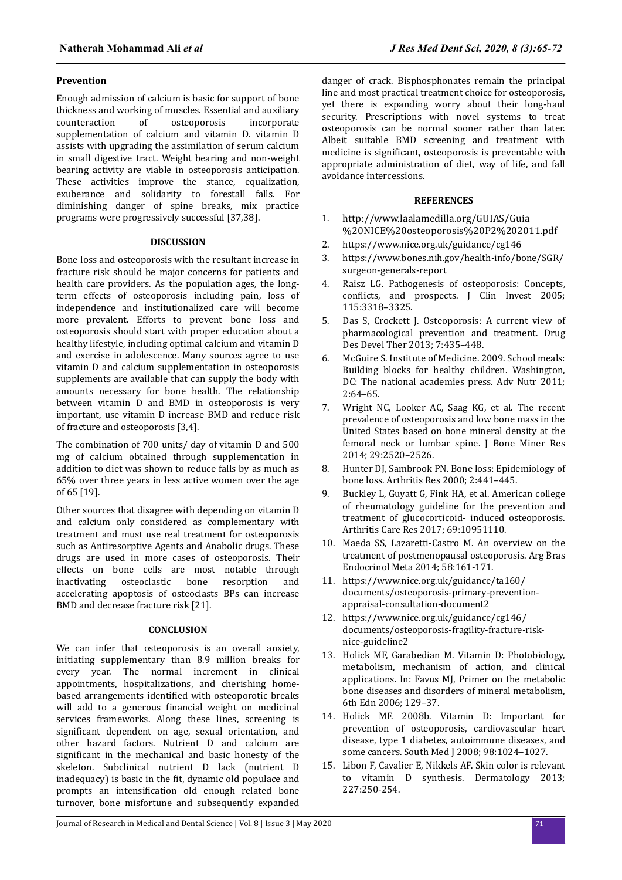### Prevention

Enough admission of calcium is basic for support of bone thickness and working of muscles. Essential and auxiliary counteraction of osteoporosis incorporate supplementation of calcium and vitamin D. vitamin D assists with upgrading the assimilation of serum calcium in small digestive tract. Weight bearing and non-weight bearing activity are viable in osteoporosis anticipation. These activities improve the stance, equalization, exuberance and solidarity to forestall falls. For diminishing danger of spine breaks, mix practice programs were progressively successful [37,38].

## DISCUSSION

Bone loss and osteoporosis with the resultant increase in fracture risk should be major concerns for patients and health care providers. As the population ages, the long-term effects of osteoporosis including pain, loss of independence and institutionalized care will become more prevalent. Efforts to prevent bone loss and osteoporosis should start with proper education about a healthy lifestyle, including optimal calcium and vitamin D and exercise in adolescence. Many sources agree to use vitamin D and calcium supplementation in osteoporosis supplements are available that can supply the body with amounts necessary for bone health. The relationship between vitamin D and BMD in osteoporosis is very important, use vitamin D increase BMD and reduce risk of fracture and osteoporosis [3,4].

The combination of 700 units/ day of vitamin D and 500 mg of calcium obtained through supplementation in addition to diet was shown to reduce falls by as much as 65% over three years in less active women over the age of 65 [19].

Other sources that disagree with depending on vitamin D and calcium only considered as complementary with treatment and must use real treatment for osteoporosis such as Antiresorptive Agents and Anabolic drugs. These drugs are used in more cases of osteoporosis. Their effects on bone cells are most notable through inactivating osteoclastic bone resorption and accelerating apoptosis of osteoclasts BPs can increase BMD and decrease fracture risk [21].

## CONCLUSION

We can infer that osteoporosis is an overall anxiety, initiating supplementary than 8.9 million breaks for every year. The normal increment in clinical appointments, hospitalizations, and cherishing home-based arrangements identified with osteoporotic breaks will add to a generous financial weight on medicinal services frameworks. Along these lines, screening is significant dependent on age, sexual orientation, and other hazard factors. Nutrient D and calcium are significant in the mechanical and basic honesty of the skeleton. Subclinical nutrient D lack (nutrient D inadequacy) is basic in the fit, dynamic old populace and prompts an intensification old enough related bone turnover, bone misfortune and subsequently expanded danger of crack. Bisphosphonates remain the principal line and most practical treatment choice for osteoporosis, yet there is expanding worry about their long-haul security. Prescriptions with novel systems to treat osteoporosis can be normal sooner rather than later. Albeit suitable BMD screening and treatment with medicine is significant, osteoporosis is preventable with appropriate administration of diet, way of life, and fall avoidance intercessions.

## REFERENCES

1. http://www.laalamedilla.org/GUIAS/Guia%20NICE%20osteoporosis%20P2%202011.pdf
2. https://www.nice.org.uk/guidance/cg146
3. https://www.bones.nih.gov/health-info/bone/SGR/surgeon-generals-report
4. Raisz LG. Pathogenesis of osteoporosis: Concepts, conflicts, and prospects. J Clin Invest 2005; 115:3318–3325.
5. Das S, Crockett J. Osteoporosis: A current view of pharmacological prevention and treatment. Drug Des Devel Ther 2013; 7:435–448.
6. McGuire S. Institute of Medicine. 2009. School meals: Building blocks for healthy children. Washington, DC: The national academies press. Adv Nutr 2011; 2:64–65.
7. Wright NC, Looker AC, Saag KG, et al. The recent prevalence of osteoporosis and low bone mass in the United States based on bone mineral density at the femoral neck or lumbar spine. J Bone Miner Res 2014; 29:2520–2526.
8. Hunter DJ, Sambrook PN. Bone loss: Epidemiology of bone loss. Arthritis Res 2000; 2:441–445.
9. Buckley L, Guyatt G, Fink HA, et al. American college of rheumatology guideline for the prevention and treatment of glucocorticoid- induced osteoporosis. Arthritis Care Res 2017; 69:10951110.
10. Maeda SS, Lazaretti-Castro M. An overview on the treatment of postmenopausal osteoporosis. Arg Bras Endocrinol Meta 2014; 58:161-171.
11. https://www.nice.org.uk/guidance/ta160/documents/osteoporosis-primary-prevention-appraisal-consultation-document2
12. https://www.nice.org.uk/guidance/cg146/documents/osteoporosis-fragility-fracture-risk-nice-guideline2
13. Holick MF, Garabedian M. Vitamin D: Photobiology, metabolism, mechanism of action, and clinical applications. In: Favus MJ, Primer on the metabolic bone diseases and disorders of mineral metabolism, 6th Edn 2006; 129–37.
14. Holick MF. 2008b. Vitamin D: Important for prevention of osteoporosis, cardiovascular heart disease, type 1 diabetes, autoimmune diseases, and some cancers. South Med J 2008; 98:1024–1027.
15. Libon F, Cavalier E, Nikkels AF. Skin color is relevant to vitamin D synthesis. Dermatology 2013; 227:250-254.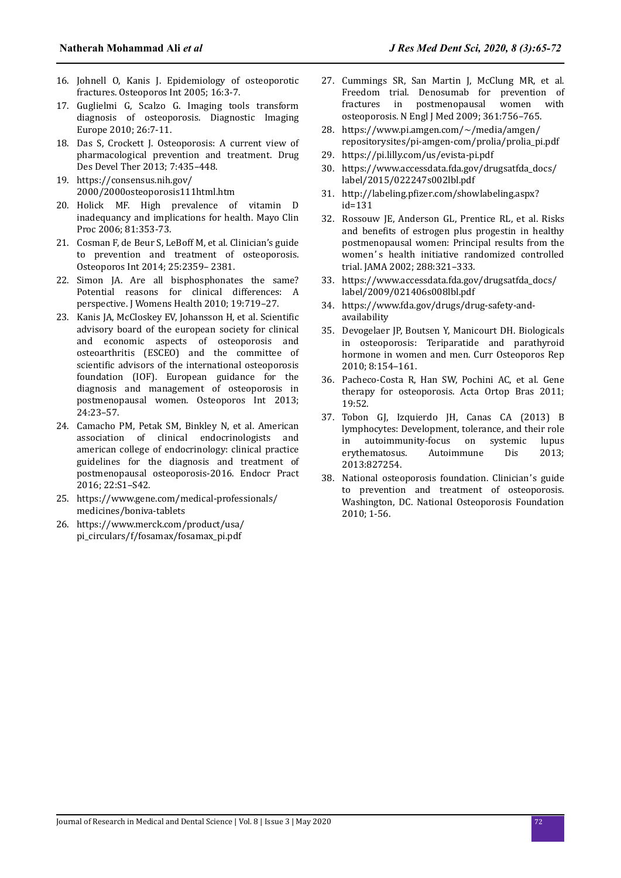16. Johnell O, Kanis J. Epidemiology of osteoporotic fractures. Osteoporos Int 2005; 16:3-7.
17. Guglielmi G, Scalzo G. Imaging tools transform diagnosis of osteoporosis. Diagnostic Imaging Europe 2010; 26:7-11.
18. Das S, Crockett J. Osteoporosis: A current view of pharmacological prevention and treatment. Drug Des Devel Ther 2013; 7:435–448.
19. https://consensus.nih.gov/2000/2000osteoporosis111html.htm
20. Holick MF. High prevalence of vitamin D inadequancy and implications for health. Mayo Clin Proc 2006; 81:353-73.
21. Cosman F, de Beur S, LeBoff M, et al. Clinician's guide to prevention and treatment of osteoporosis. Osteoporos Int 2014; 25:2359– 2381.
22. Simon JA. Are all bisphosphonates the same? Potential reasons for clinical differences: A perspective. J Womens Health 2010; 19:719–27.
23. Kanis JA, McCloskey EV, Johansson H, et al. Scientific advisory board of the european society for clinical and economic aspects of osteoporosis and osteoarthritis (ESCEO) and the committee of scientific advisors of the international osteoporosis foundation (IOF). European guidance for the diagnosis and management of osteoporosis in postmenopausal women. Osteoporos Int 2013; 24:23–57.
24. Camacho PM, Petak SM, Binkley N, et al. American association of clinical endocrinologists and american college of endocrinology: clinical practice guidelines for the diagnosis and treatment of postmenopausal osteoporosis-2016. Endocr Pract 2016; 22:S1–S42.
25. https://www.gene.com/medical-professionals/medicines/boniva-tablets
26. https://www.merck.com/product/usa/pi_circulars/f/fosamax/fosamax_pi.pdf
27. Cummings SR, San Martin J, McClung MR, et al. Freedom trial. Denosumab for prevention of fractures in postmenopausal women with osteoporosis. N Engl J Med 2009; 361:756–765.
28. https://www.pi.amgen.com/~/media/amgen/repositorysites/pi-amgen-com/prolia/prolia_pi.pdf
29. https://pi.lilly.com/us/evista-pi.pdf
30. https://www.accessdata.fda.gov/drugsatfda_docs/label/2015/022247s002lbl.pdf
31. http://labeling.pfizer.com/showlabeling.aspx?id=131
32. Rossouw JE, Anderson GL, Prentice RL, et al. Risks and benefits of estrogen plus progestin in healthy postmenopausal women: Principal results from the women's health initiative randomized controlled trial. JAMA 2002; 288:321–333.
33. https://www.accessdata.fda.gov/drugsatfda_docs/label/2009/021406s008lbl.pdf
34. https://www.fda.gov/drugs/drug-safety-and-availability
35. Devogelaer JP, Boutsen Y, Manicourt DH. Biologicals in osteoporosis: Teriparatide and parathyroid hormone in women and men. Curr Osteoporos Rep 2010; 8:154–161.
36. Pacheco-Costa R, Han SW, Pochini AC, et al. Gene therapy for osteoporosis. Acta Ortop Bras 2011; 19:52.
37. Tobon GJ, Izquierdo JH, Canas CA (2013) B lymphocytes: Development, tolerance, and their role in autoimmunity-focus on systemic lupus erythematosus. Autoimmune Dis 2013; 2013:827254.
38. National osteoporosis foundation. Clinician's guide to prevention and treatment of osteoporosis. Washington, DC. National Osteoporosis Foundation 2010; 1-56.